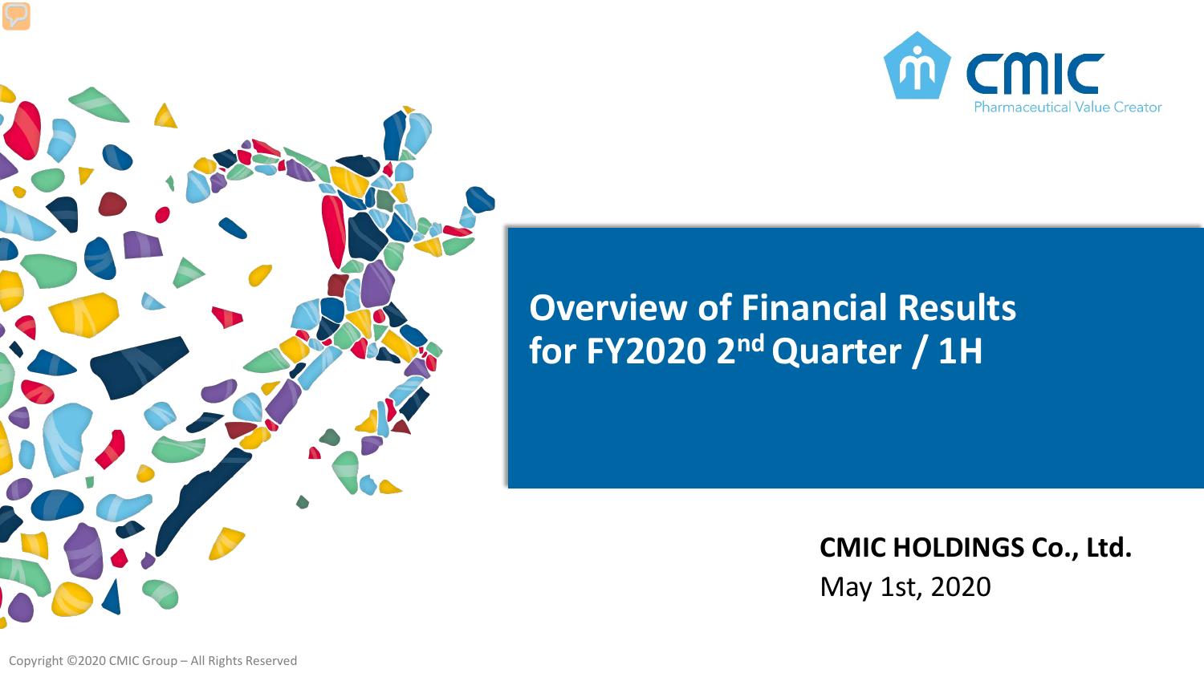CMIC

Pharmaceutical Value Creator

# Overview of Financial Results for FY2020 2nd Quarter / 1H

**CMIC HOLDINGS Co., Ltd.**

May 1st, 2020

Copyright ©2020 CMIC Group – All Rights Reserved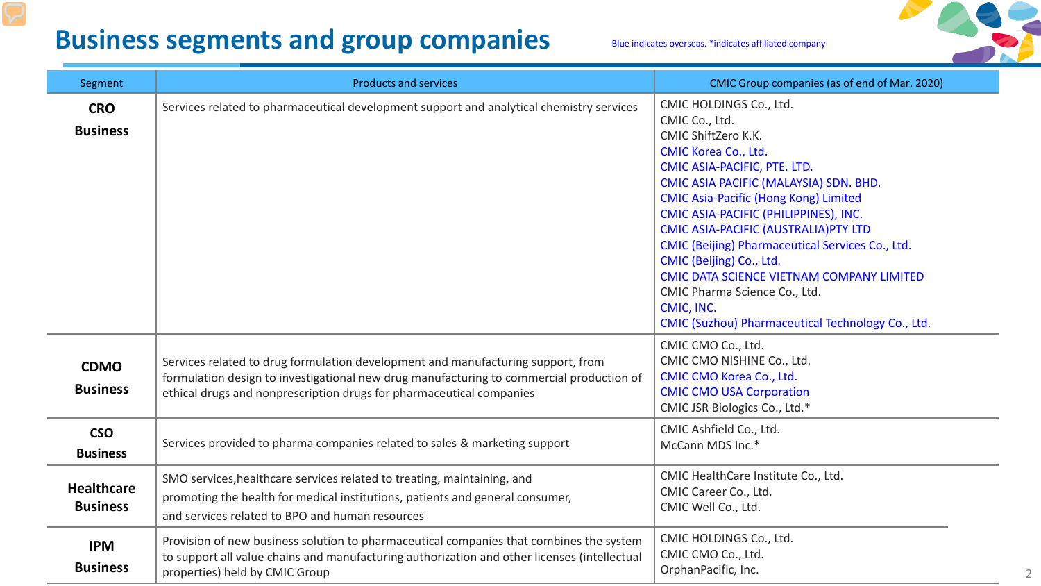# Business segments and group companies

Blue indicates overseas. *indicates affiliated company

| Segment | Products and services | CMIC Group companies (as of end of Mar. 2020) |
|---|---|---|
| **CRO Business** | Services related to pharmaceutical development support and analytical chemistry services | CMIC HOLDINGS Co., Ltd.<br>CMIC Co., Ltd.<br>CMIC ShiftZero K.K.<br>CMIC Korea Co., Ltd.<br>CMIC ASIA-PACIFIC, PTE. LTD.<br>CMIC ASIA PACIFIC (MALAYSIA) SDN. BHD.<br>CMIC Asia-Pacific (Hong Kong) Limited<br>CMIC ASIA-PACIFIC (PHILIPPINES), INC.<br>CMIC ASIA-PACIFIC (AUSTRALIA)PTY LTD<br>CMIC (Beijing) Pharmaceutical Services Co., Ltd.<br>CMIC (Beijing) Co., Ltd.<br>CMIC DATA SCIENCE VIETNAM COMPANY LIMITED<br>CMIC Pharma Science Co., Ltd.<br>CMIC, INC.<br>CMIC (Suzhou) Pharmaceutical Technology Co., Ltd. |
| **CDMO Business** | Services related to drug formulation development and manufacturing support, from formulation design to investigational new drug manufacturing to commercial production of ethical drugs and nonprescription drugs for pharmaceutical companies | CMIC CMO Co., Ltd.<br>CMIC CMO NISHINE Co., Ltd.<br>CMIC CMO Korea Co., Ltd.<br>CMIC CMO USA Corporation<br>CMIC JSR Biologics Co., Ltd.* |
| **CSO Business** | Services provided to pharma companies related to sales & marketing support | CMIC Ashfield Co., Ltd.<br>McCann MDS Inc.* |
| **Healthcare Business** | SMO services,healthcare services related to treating, maintaining, and promoting the health for medical institutions, patients and general consumer, and services related to BPO and human resources | CMIC HealthCare Institute Co., Ltd.<br>CMIC Career Co., Ltd.<br>CMIC Well Co., Ltd. |
| **IPM Business** | Provision of new business solution to pharmaceutical companies that combines the system to support all value chains and manufacturing authorization and other licenses (intellectual properties) held by CMIC Group | CMIC HOLDINGS Co., Ltd.<br>CMIC CMO Co., Ltd.<br>OrphanPacific, Inc. |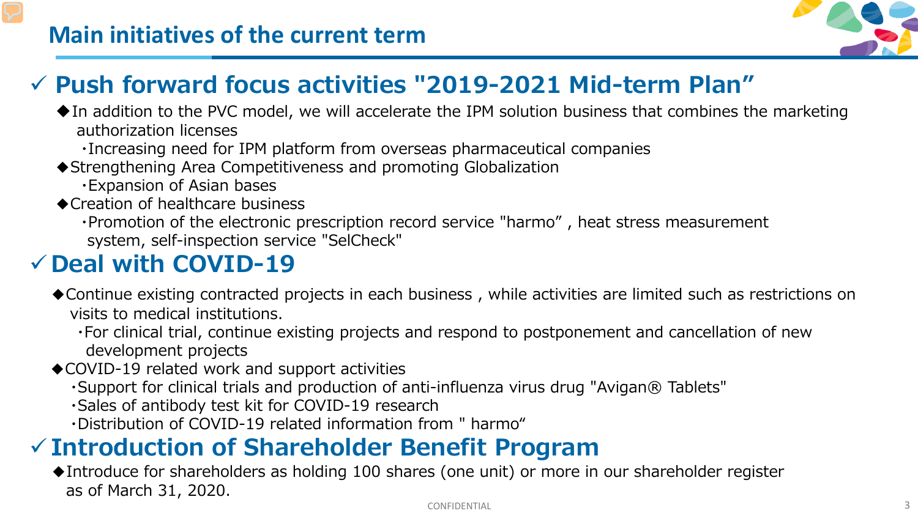# Main initiatives of the current term

## ✓ Push forward focus activities "2019-2021 Mid-term Plan”

◆In addition to the PVC model, we will accelerate the IPM solution business that combines the marketing authorization licenses

・Increasing need for IPM platform from overseas pharmaceutical companies

◆Strengthening Area Competitiveness and promoting Globalization

・Expansion of Asian bases

◆Creation of healthcare business

・Promotion of the electronic prescription record service "harmo” , heat stress measurement system, self-inspection service "SelCheck"

## ✓ Deal with COVID-19

◆Continue existing contracted projects in each business , while activities are limited such as restrictions on visits to medical institutions.

・For clinical trial, continue existing projects and respond to postponement and cancellation of new development projects

◆COVID-19 related work and support activities

・Support for clinical trials and production of anti-influenza virus drug "Avigan® Tablets"

・Sales of antibody test kit for COVID-19 research

・Distribution of COVID-19 related information from " harmo“

## ✓ Introduction of Shareholder Benefit Program

◆Introduce for shareholders as holding 100 shares (one unit) or more in our shareholder register as of March 31, 2020.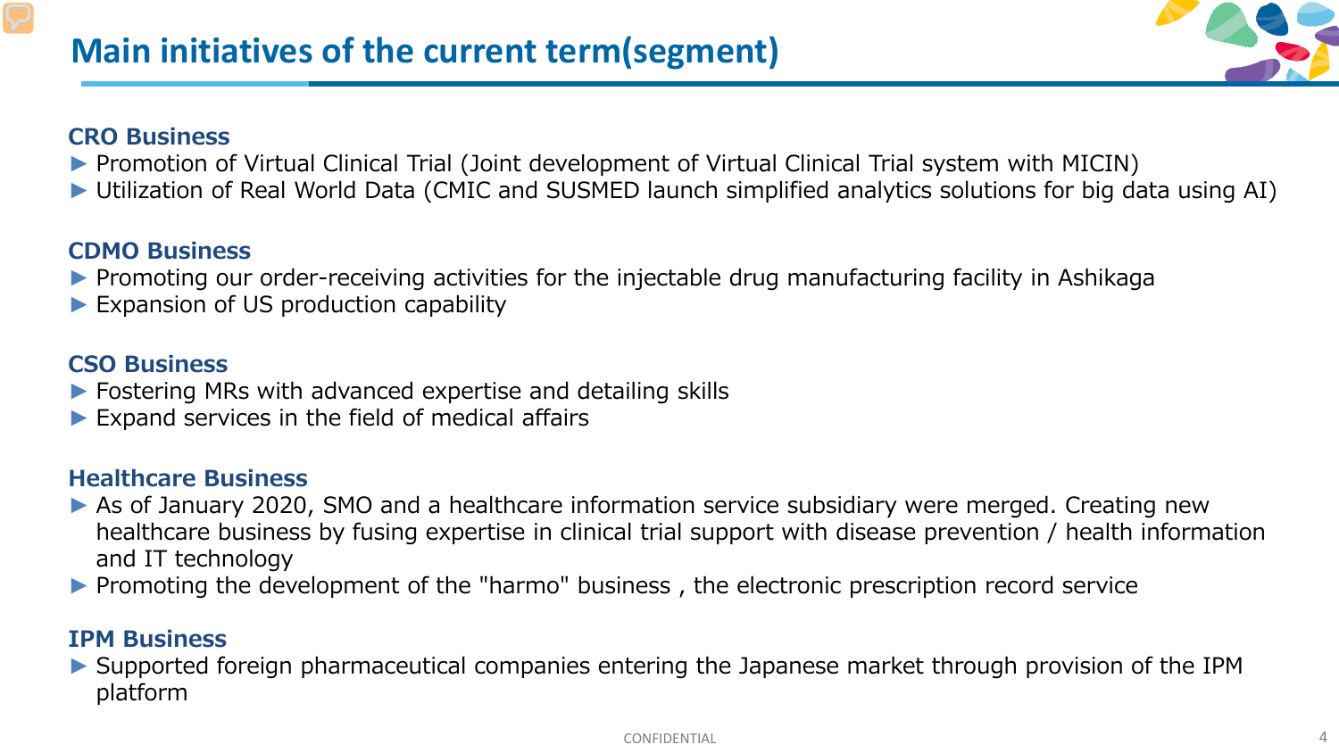# Main initiatives of the current term(segment)

## CRO Business

- ► Promotion of Virtual Clinical Trial (Joint development of Virtual Clinical Trial system with MICIN)
- ► Utilization of Real World Data (CMIC and SUSMED launch simplified analytics solutions for big data using AI)

## CDMO Business

- ► Promoting our order-receiving activities for the injectable drug manufacturing facility in Ashikaga
- ► Expansion of US production capability

## CSO Business

- ► Fostering MRs with advanced expertise and detailing skills
- ► Expand services in the field of medical affairs

## Healthcare Business

- ► As of January 2020, SMO and a healthcare information service subsidiary were merged. Creating new healthcare business by fusing expertise in clinical trial support with disease prevention / health information and IT technology
- ► Promoting the development of the "harmo" business , the electronic prescription record service

## IPM Business

- ► Supported foreign pharmaceutical companies entering the Japanese market through provision of the IPM platform

CONFIDENTIAL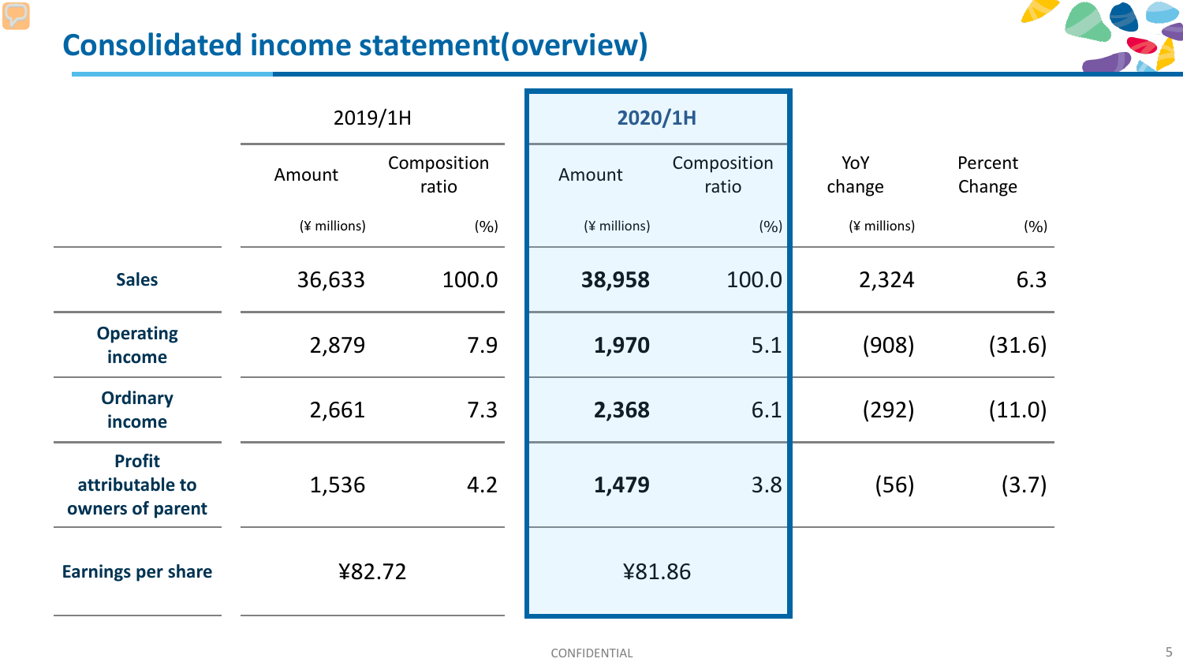# Consolidated income statement(overview)

| | 2019/1H | | 2020/1H | | | |
|---|---|---|---|---|---|---|
| | Amount | Composition ratio | Amount | Composition ratio | YoY change | Percent Change |
| | (¥ millions) | (%) | (¥ millions) | (%) | (¥ millions) | (%) |
| **Sales** | 36,633 | 100.0 | **38,958** | 100.0 | 2,324 | 6.3 |
| **Operating income** | 2,879 | 7.9 | **1,970** | 5.1 | (908) | (31.6) |
| **Ordinary income** | 2,661 | 7.3 | **2,368** | 6.1 | (292) | (11.0) |
| **Profit attributable to owners of parent** | 1,536 | 4.2 | **1,479** | 3.8 | (56) | (3.7) |
| **Earnings per share** | ¥82.72 | | ¥81.86 | | | |

CONFIDENTIAL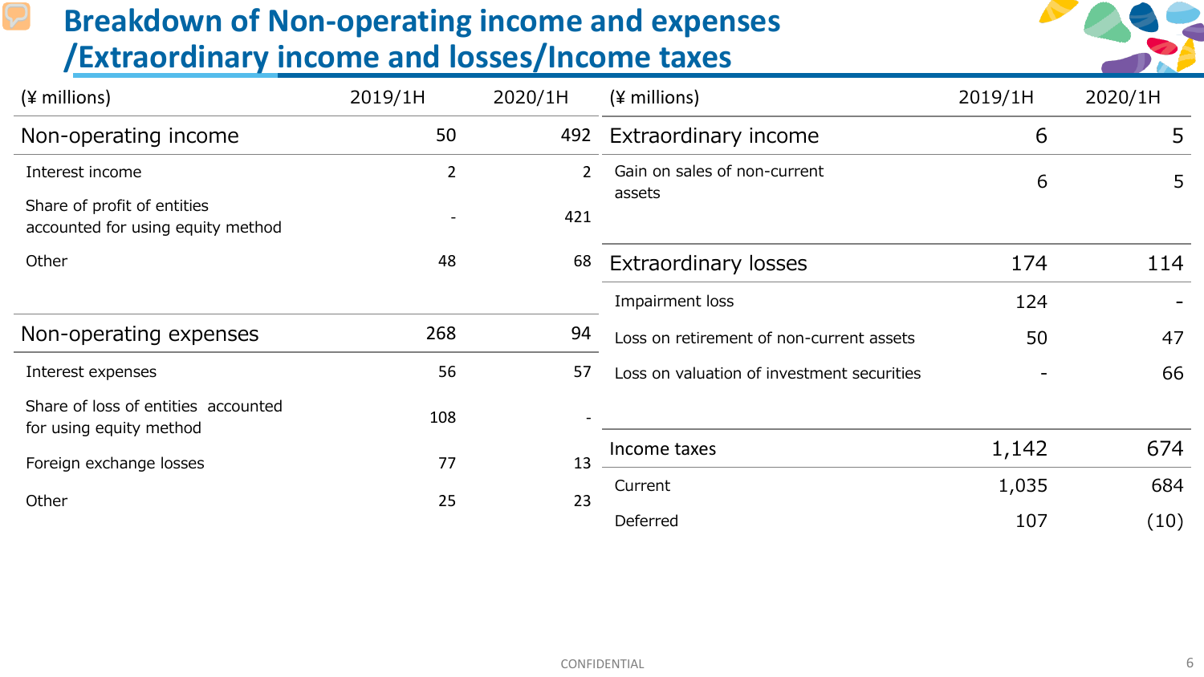# Breakdown of Non-operating income and expenses /Extraordinary income and losses/Income taxes

| (¥ millions) | 2019/1H | 2020/1H |
|---|---|---|
| Non-operating income | 50 | 492 |
| Interest income | 2 | 2 |
| Share of profit of entities accounted for using equity method | - | 421 |
| Other | 48 | 68 |
| Non-operating expenses | 268 | 94 |
| Interest expenses | 56 | 57 |
| Share of loss of entities accounted for using equity method | 108 | - |
| Foreign exchange losses | 77 | 13 |
| Other | 25 | 23 |

| (¥ millions) | 2019/1H | 2020/1H |
|---|---|---|
| Extraordinary income | 6 | 5 |
| Gain on sales of non-current assets | 6 | 5 |
| Extraordinary losses | 174 | 114 |
| Impairment loss | 124 | - |
| Loss on retirement of non-current assets | 50 | 47 |
| Loss on valuation of investment securities | - | 66 |
| Income taxes | 1,142 | 674 |
| Current | 1,035 | 684 |
| Deferred | 107 | (10) |

CONFIDENTIAL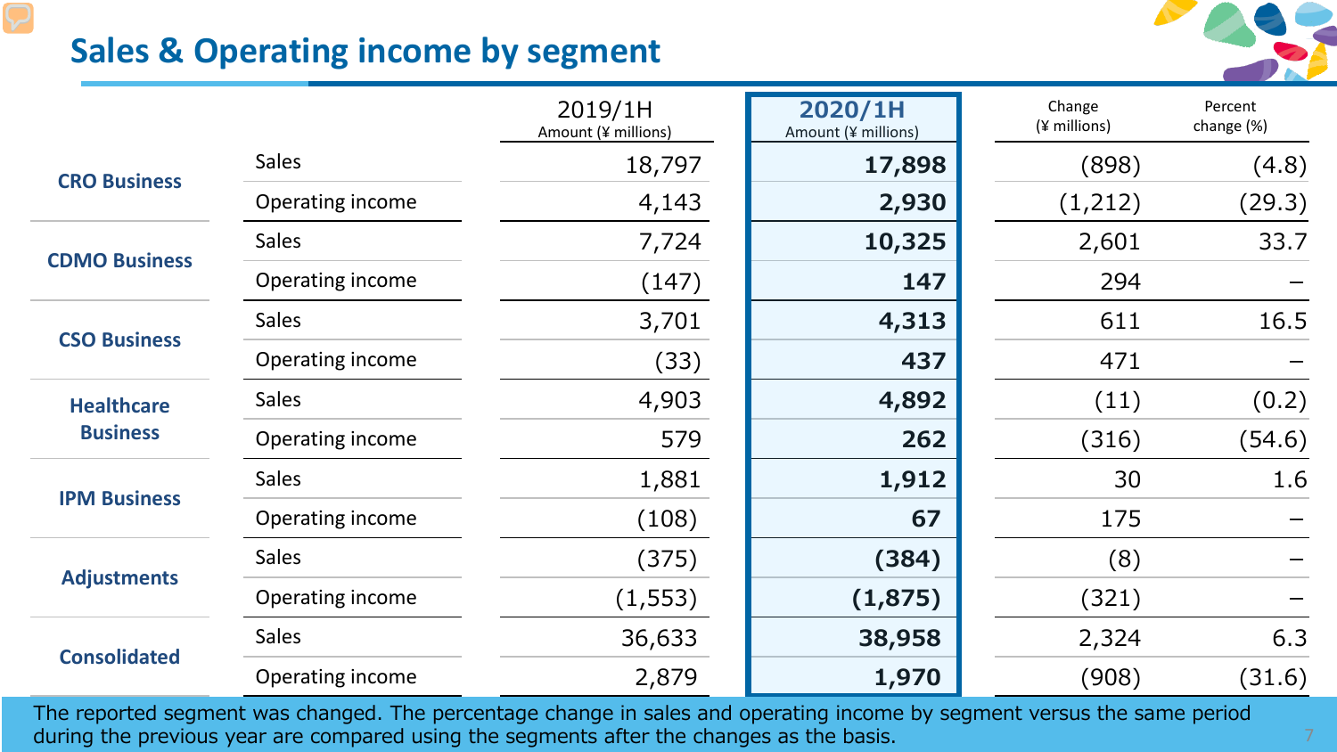# Sales & Operating income by segment

| | | 2019/1H Amount (¥ millions) | 2020/1H Amount (¥ millions) | Change (¥ millions) | Percent change (%) |
|---|---|---|---|---|---|
| CRO Business | Sales | 18,797 | **17,898** | (898) | (4.8) |
| | Operating income | 4,143 | **2,930** | (1,212) | (29.3) |
| CDMO Business | Sales | 7,724 | **10,325** | 2,601 | 33.7 |
| | Operating income | (147) | **147** | 294 | – |
| CSO Business | Sales | 3,701 | **4,313** | 611 | 16.5 |
| | Operating income | (33) | **437** | 471 | – |
| Healthcare Business | Sales | 4,903 | **4,892** | (11) | (0.2) |
| | Operating income | 579 | **262** | (316) | (54.6) |
| IPM Business | Sales | 1,881 | **1,912** | 30 | 1.6 |
| | Operating income | (108) | **67** | 175 | – |
| Adjustments | Sales | (375) | **(384)** | (8) | – |
| | Operating income | (1,553) | **(1,875)** | (321) | – |
| Consolidated | Sales | 36,633 | **38,958** | 2,324 | 6.3 |
| | Operating income | 2,879 | **1,970** | (908) | (31.6) |

The reported segment was changed. The percentage change in sales and operating income by segment versus the same period during the previous year are compared using the segments after the changes as the basis.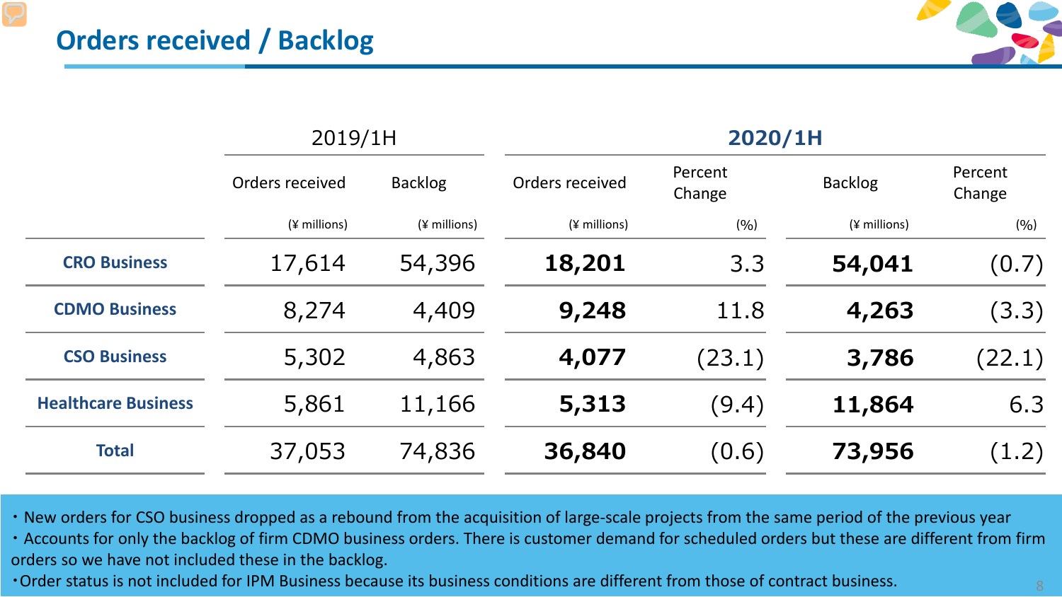# Orders received / Backlog

| | 2019/1H | | 2020/1H | | | |
|---|---|---|---|---|---|---|
| | Orders received (¥ millions) | Backlog (¥ millions) | Orders received (¥ millions) | Percent Change (%) | Backlog (¥ millions) | Percent Change (%) |
| CRO Business | 17,614 | 54,396 | **18,201** | 3.3 | **54,041** | (0.7) |
| CDMO Business | 8,274 | 4,409 | **9,248** | 11.8 | **4,263** | (3.3) |
| CSO Business | 5,302 | 4,863 | **4,077** | (23.1) | **3,786** | (22.1) |
| Healthcare Business | 5,861 | 11,166 | **5,313** | (9.4) | **11,864** | 6.3 |
| Total | 37,053 | 74,836 | **36,840** | (0.6) | **73,956** | (1.2) |

- New orders for CSO business dropped as a rebound from the acquisition of large-scale projects from the same period of the previous year
- Accounts for only the backlog of firm CDMO business orders. There is customer demand for scheduled orders but these are different from firm orders so we have not included these in the backlog.
- Order status is not included for IPM Business because its business conditions are different from those of contract business.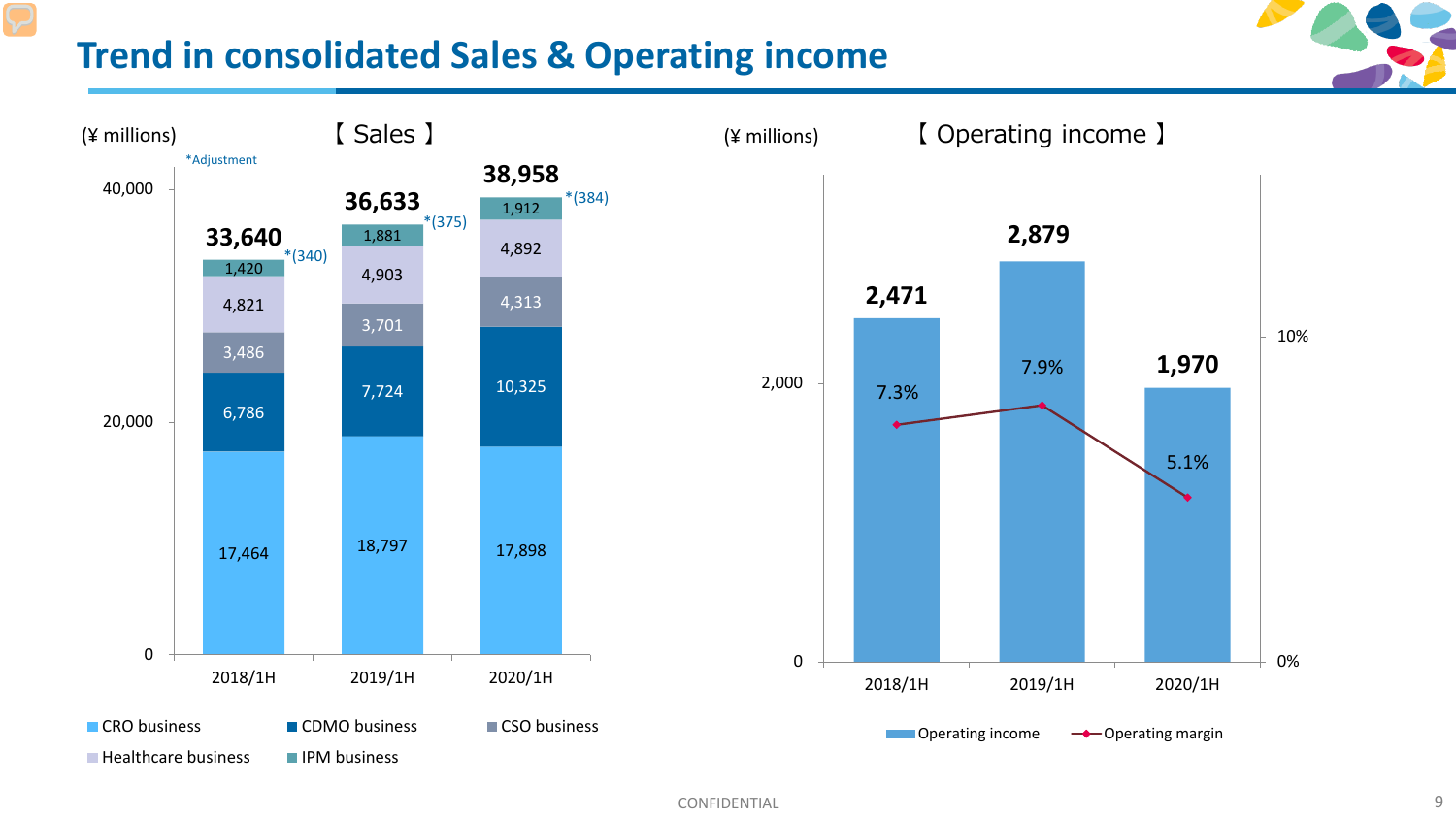# Trend in consolidated Sales & Operating income

## 【 Sales 】

(¥ millions)

| | 2018/1H | 2019/1H | 2020/1H |
|---|---|---|---|
| CRO business | 17,464 | 18,797 | 17,898 |
| CDMO business | 6,786 | 7,724 | 10,325 |
| CSO business | 3,486 | 3,701 | 4,313 |
| Healthcare business | 4,821 | 4,903 | 4,892 |
| IPM business | 1,420 | 1,881 | 1,912 |
| *Adjustment | *(340) | *(375) | *(384) |
| **Total** | **33,640** | **36,633** | **38,958** |

## 【 Operating income 】

(¥ millions)

| | 2018/1H | 2019/1H | 2020/1H |
|---|---|---|---|
| Operating income | 2,471 | 2,879 | 1,970 |
| Operating margin | 7.3% | 7.9% | 5.1% |

CONFIDENTIAL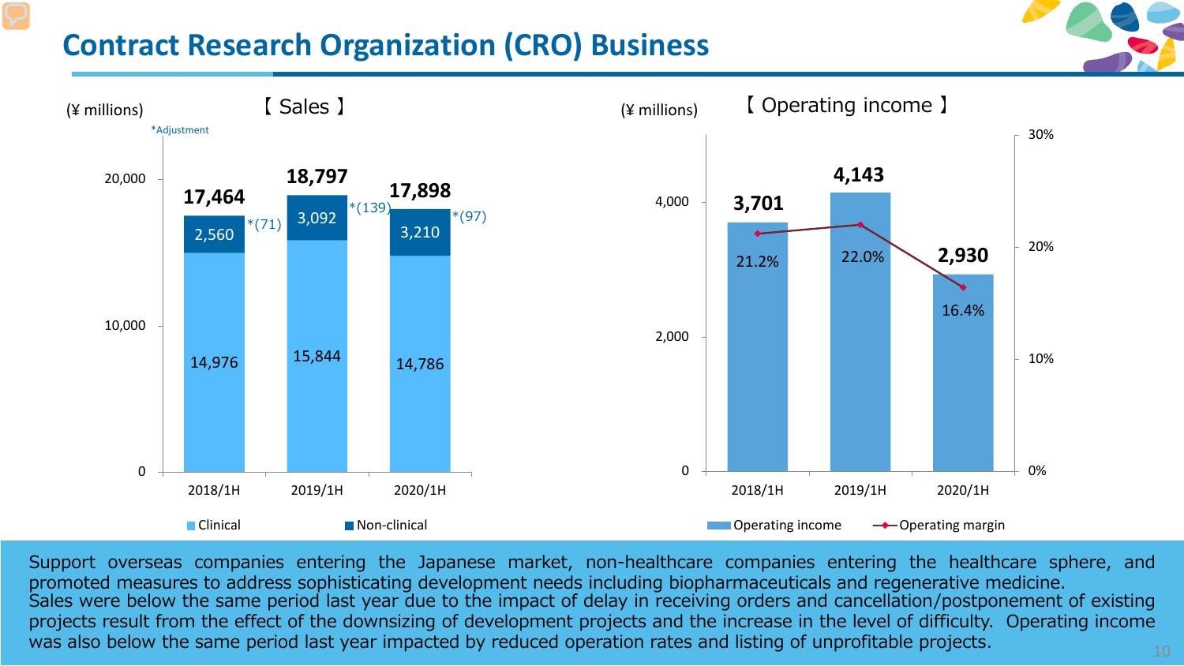# Contract Research Organization (CRO) Business

## 【 Sales 】

(¥ millions)

*Adjustment

| | 2018/1H | 2019/1H | 2020/1H |
|---|---|---|---|
| Clinical | 14,976 | 15,844 | 14,786 |
| Non-clinical | 2,560 | 3,092 | 3,210 |
| *Adjustment | (71) | (139) | (97) |
| Total | 17,464 | 18,797 | 17,898 |

## 【 Operating income 】

(¥ millions)

| | 2018/1H | 2019/1H | 2020/1H |
|---|---|---|---|
| Operating income | 3,701 | 4,143 | 2,930 |
| Operating margin | 21.2% | 22.0% | 16.4% |

Support overseas companies entering the Japanese market, non-healthcare companies entering the healthcare sphere, and promoted measures to address sophisticating development needs including biopharmaceuticals and regenerative medicine.
Sales were below the same period last year due to the impact of delay in receiving orders and cancellation/postponement of existing projects result from the effect of the downsizing of development projects and the increase in the level of difficulty. Operating income was also below the same period last year impacted by reduced operation rates and listing of unprofitable projects.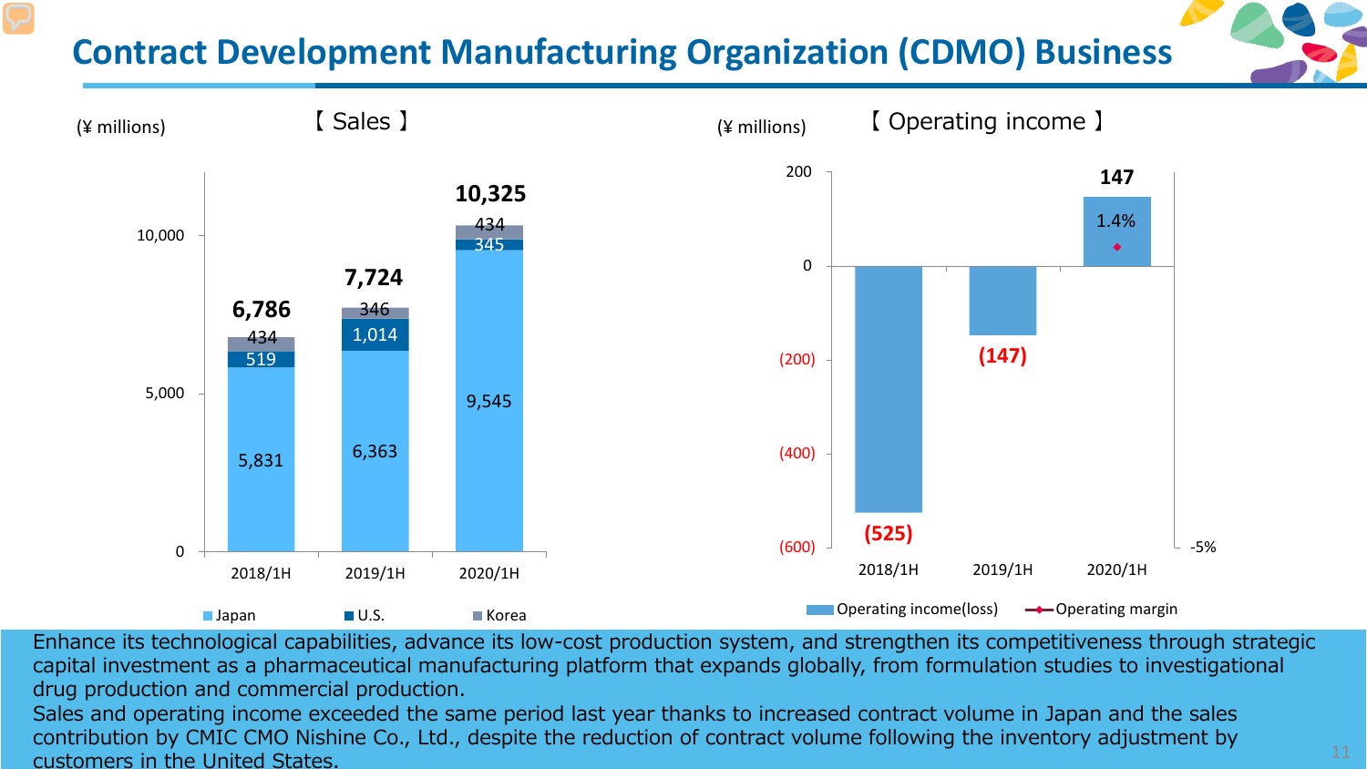# Contract Development Manufacturing Organization (CDMO) Business

**【 Sales 】** (¥ millions)

| | 2018/1H | 2019/1H | 2020/1H |
|---|---|---|---|
| Japan | 5,831 | 6,363 | 9,545 |
| U.S. | 519 | 1,014 | 345 |
| Korea | 434 | 346 | 434 |
| **Total** | **6,786** | **7,724** | **10,325** |

**【 Operating income 】** (¥ millions)

| | 2018/1H | 2019/1H | 2020/1H |
|---|---|---|---|
| Operating income(loss) | (525) | (147) | 147 |
| Operating margin | | | 1.4% |

Enhance its technological capabilities, advance its low-cost production system, and strengthen its competitiveness through strategic capital investment as a pharmaceutical manufacturing platform that expands globally, from formulation studies to investigational drug production and commercial production.

Sales and operating income exceeded the same period last year thanks to increased contract volume in Japan and the sales contribution by CMIC CMO Nishine Co., Ltd., despite the reduction of contract volume following the inventory adjustment by customers in the United States.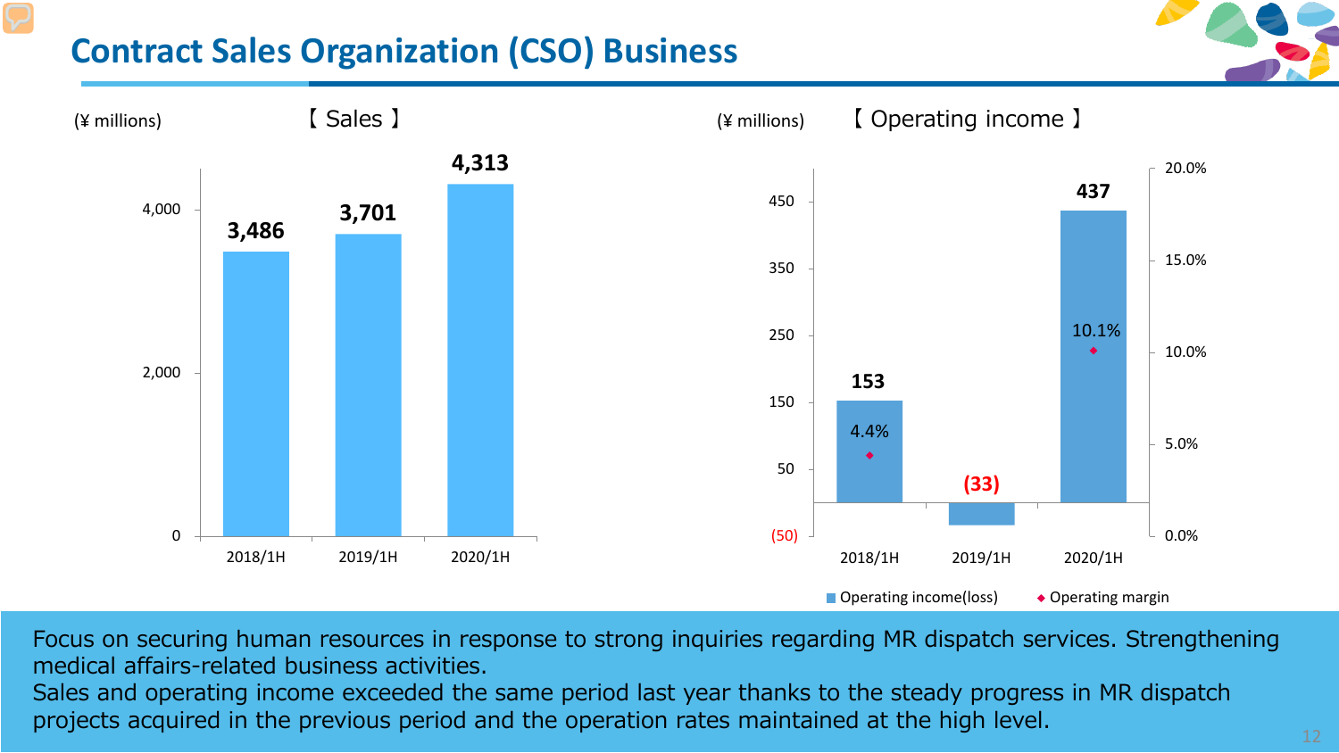# Contract Sales Organization (CSO) Business

(¥ millions) 【 Sales 】

| | 2018/1H | 2019/1H | 2020/1H |
|---|---|---|---|
| Sales | 3,486 | 3,701 | 4,313 |

(¥ millions) 【 Operating income 】

| | 2018/1H | 2019/1H | 2020/1H |
|---|---|---|---|
| Operating income(loss) | 153 | (33) | 437 |
| Operating margin | 4.4% | | 10.1% |

Focus on securing human resources in response to strong inquiries regarding MR dispatch services. Strengthening medical affairs-related business activities.

Sales and operating income exceeded the same period last year thanks to the steady progress in MR dispatch projects acquired in the previous period and the operation rates maintained at the high level.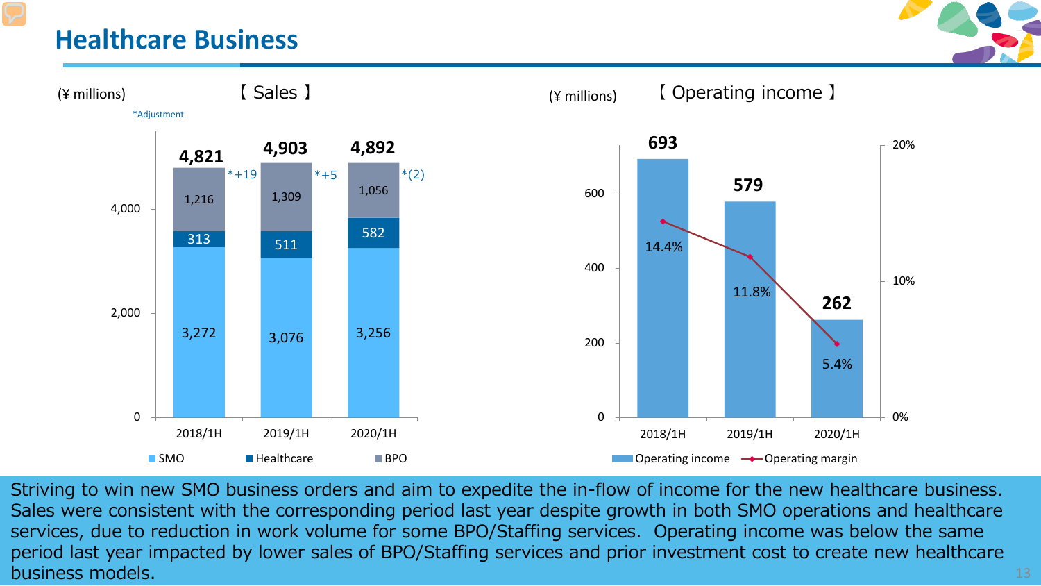# Healthcare Business

**【 Sales 】** (¥ millions)

*Adjustment

| | 2018/1H | 2019/1H | 2020/1H |
|---|---|---|---|
| SMO | 3,272 | 3,076 | 3,256 |
| Healthcare | 313 | 511 | 582 |
| BPO | 1,216 | 1,309 | 1,056 |
| *Adjustment | *+19 | *+5 | *(2) |
| Total | 4,821 | 4,903 | 4,892 |

**【 Operating income 】** (¥ millions)

| | 2018/1H | 2019/1H | 2020/1H |
|---|---|---|---|
| Operating income | 693 | 579 | 262 |
| Operating margin | 14.4% | 11.8% | 5.4% |

Striving to win new SMO business orders and aim to expedite the in-flow of income for the new healthcare business. Sales were consistent with the corresponding period last year despite growth in both SMO operations and healthcare services, due to reduction in work volume for some BPO/Staffing services. Operating income was below the same period last year impacted by lower sales of BPO/Staffing services and prior investment cost to create new healthcare business models.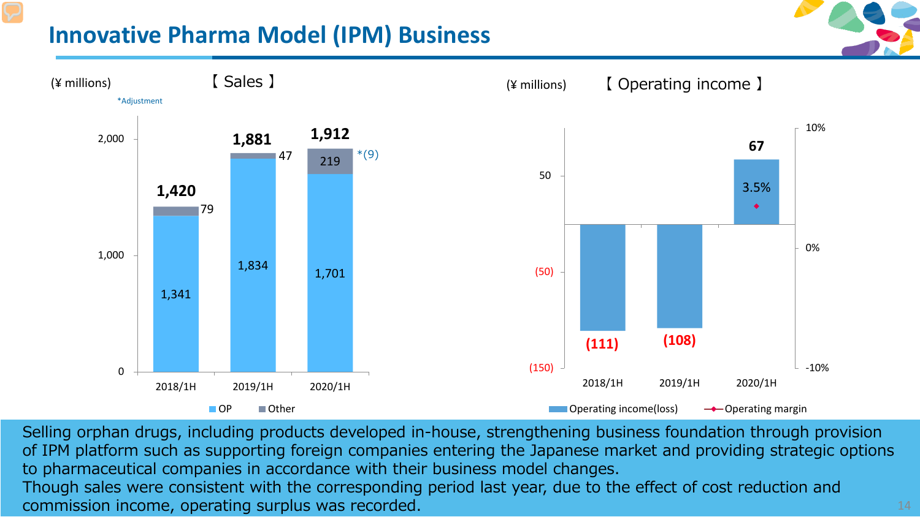# Innovative Pharma Model (IPM) Business

**【 Sales 】** (¥ millions)

*Adjustment

| | 2018/1H | 2019/1H | 2020/1H |
|---|---|---|---|
| OP | 1,341 | 1,834 | 1,701 |
| Other | 79 | 47 | 219 |
| *Adjustment | | | *(9) |
| Total | 1,420 | 1,881 | 1,912 |

**【 Operating income 】** (¥ millions)

| | 2018/1H | 2019/1H | 2020/1H |
|---|---|---|---|
| Operating income(loss) | (111) | (108) | 67 |
| Operating margin | | | 3.5% |

Selling orphan drugs, including products developed in-house, strengthening business foundation through provision of IPM platform such as supporting foreign companies entering the Japanese market and providing strategic options to pharmaceutical companies in accordance with their business model changes.
Though sales were consistent with the corresponding period last year, due to the effect of cost reduction and commission income, operating surplus was recorded.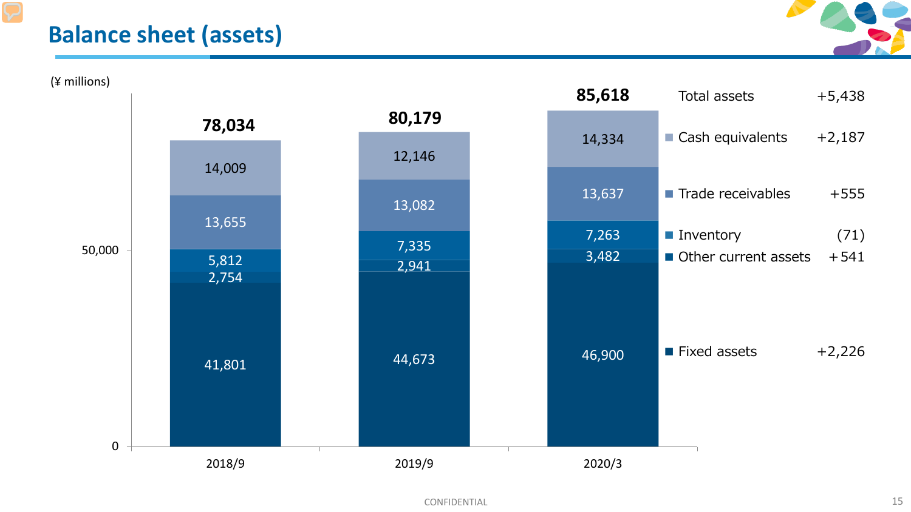# Balance sheet (assets)

(¥ millions)

| | 2018/9 | 2019/9 | 2020/3 | Change |
|---|---|---|---|---|
| Total assets | 78,034 | 80,179 | 85,618 | +5,438 |
| Cash equivalents | 14,009 | 12,146 | 14,334 | +2,187 |
| Trade receivables | 13,655 | 13,082 | 13,637 | +555 |
| Inventory | 5,812 | 7,335 | 7,263 | (71) |
| Other current assets | 2,754 | 2,941 | 3,482 | +541 |
| Fixed assets | 41,801 | 44,673 | 46,900 | +2,226 |

CONFIDENTIAL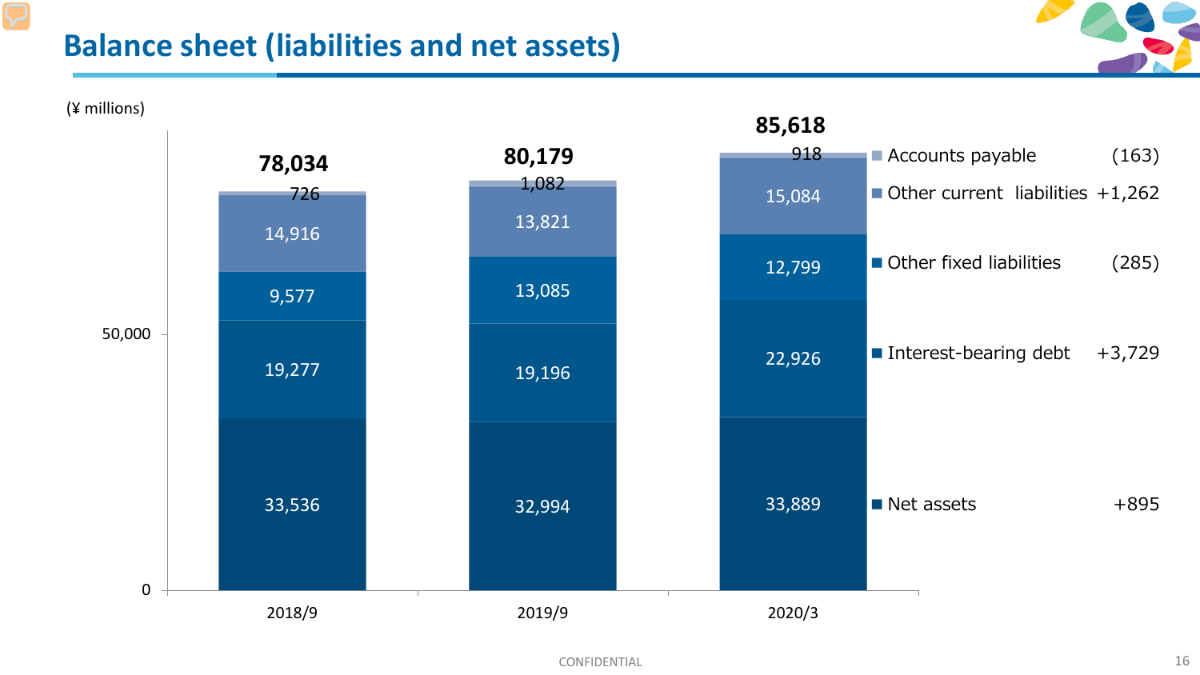# Balance sheet (liabilities and net assets)

(¥ millions)

| | 2018/9 | 2019/9 | 2020/3 | Change |
|---|---|---|---|---|
| Accounts payable | 726 | 1,082 | 918 | (163) |
| Other current liabilities | 14,916 | 13,821 | 15,084 | +1,262 |
| Other fixed liabilities | 9,577 | 13,085 | 12,799 | (285) |
| Interest-bearing debt | 19,277 | 19,196 | 22,926 | +3,729 |
| Net assets | 33,536 | 32,994 | 33,889 | +895 |
| **Total** | **78,034** | **80,179** | **85,618** | |

CONFIDENTIAL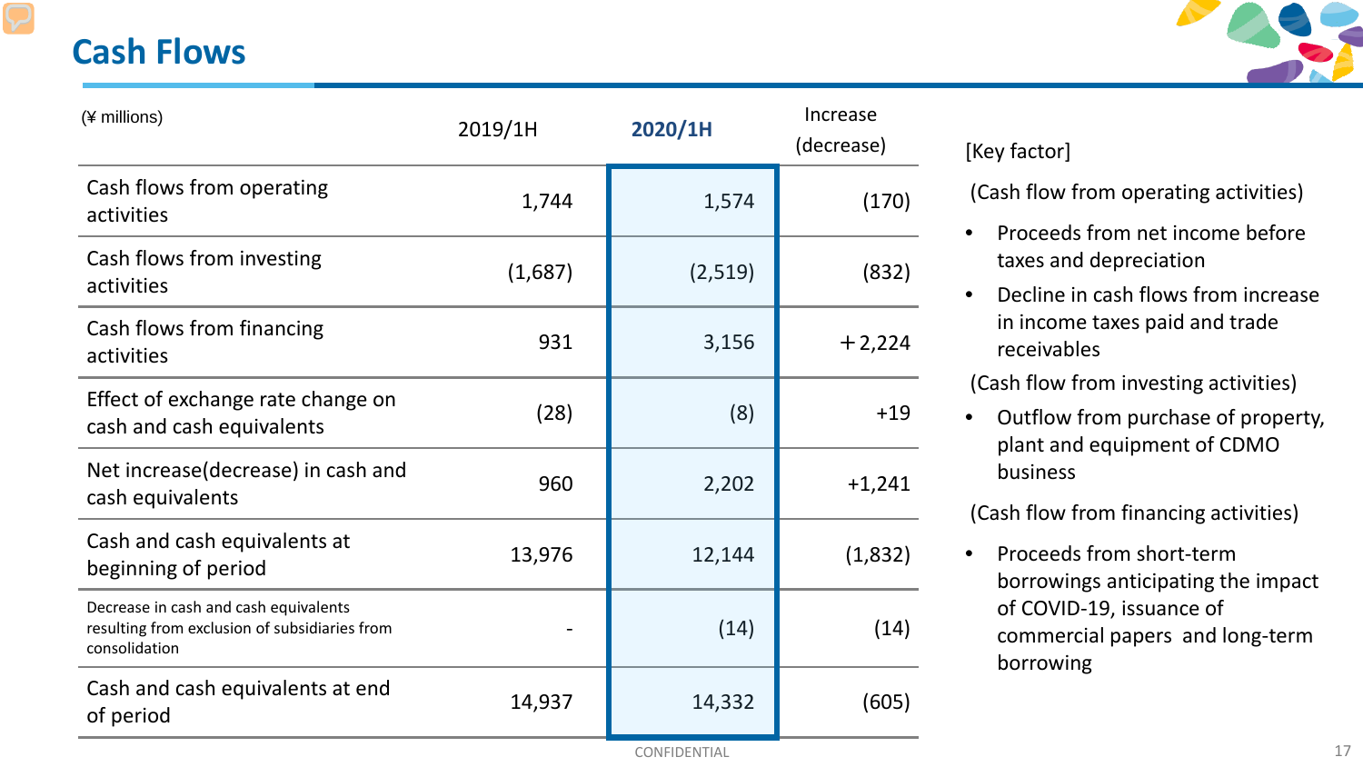# Cash Flows

| (¥ millions) | 2019/1H | **2020/1H** | Increase (decrease) |
|---|---|---|---|
| Cash flows from operating activities | 1,744 | 1,574 | (170) |
| Cash flows from investing activities | (1,687) | (2,519) | (832) |
| Cash flows from financing activities | 931 | 3,156 | ＋2,224 |
| Effect of exchange rate change on cash and cash equivalents | (28) | (8) | +19 |
| Net increase(decrease) in cash and cash equivalents | 960 | 2,202 | +1,241 |
| Cash and cash equivalents at beginning of period | 13,976 | 12,144 | (1,832) |
| Decrease in cash and cash equivalents resulting from exclusion of subsidiaries from consolidation | - | (14) | (14) |
| Cash and cash equivalents at end of period | 14,937 | 14,332 | (605) |

[Key factor]

(Cash flow from operating activities)

- Proceeds from net income before taxes and depreciation
- Decline in cash flows from increase in income taxes paid and trade receivables

(Cash flow from investing activities)

- Outflow from purchase of property, plant and equipment of CDMO business

(Cash flow from financing activities)

- Proceeds from short-term borrowings anticipating the impact of COVID-19, issuance of commercial papers and long-term borrowing

CONFIDENTIAL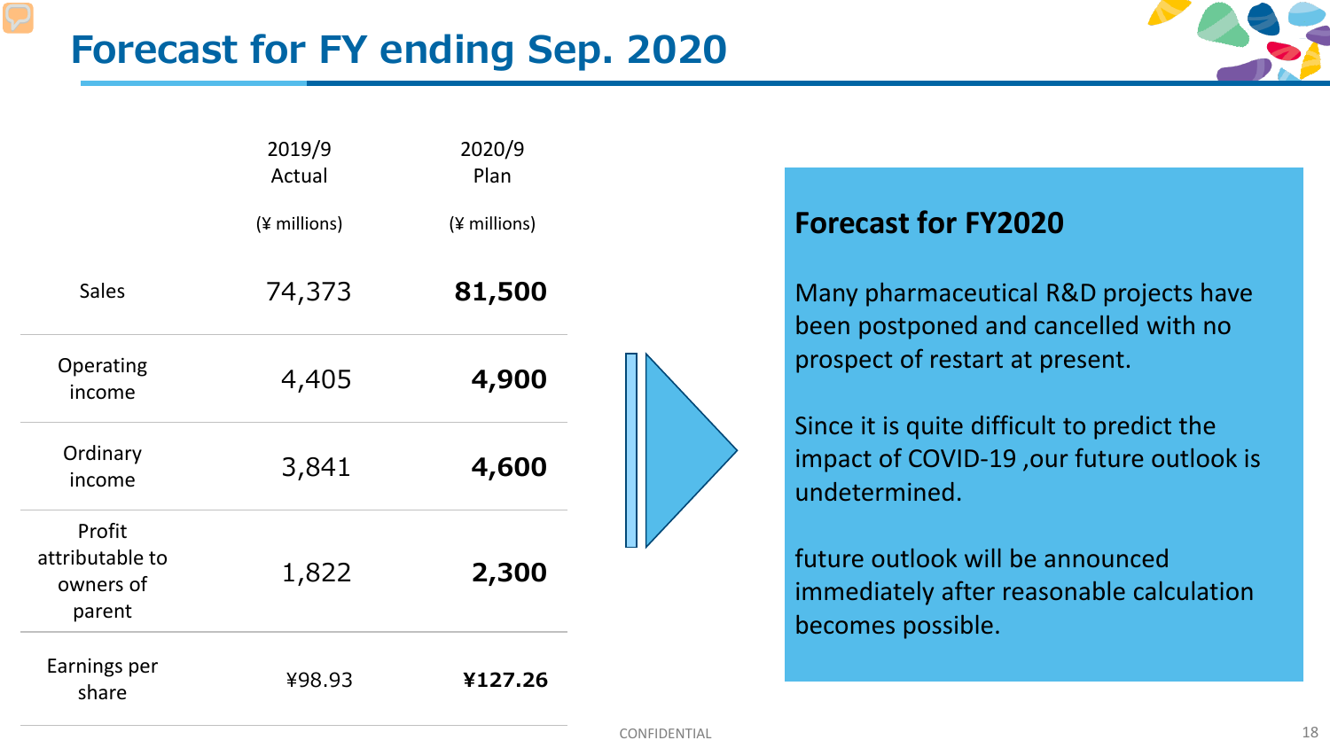# Forecast for FY ending Sep. 2020

| | 2019/9 Actual (¥ millions) | 2020/9 Plan (¥ millions) |
|---|---|---|
| Sales | 74,373 | **81,500** |
| Operating income | 4,405 | **4,900** |
| Ordinary income | 3,841 | **4,600** |
| Profit attributable to owners of parent | 1,822 | **2,300** |
| Earnings per share | ¥98.93 | **¥127.26** |

## Forecast for FY2020

Many pharmaceutical R&D projects have been postponed and cancelled with no prospect of restart at present.

Since it is quite difficult to predict the impact of COVID-19 ,our future outlook is undetermined.

future outlook will be announced immediately after reasonable calculation becomes possible.

CONFIDENTIAL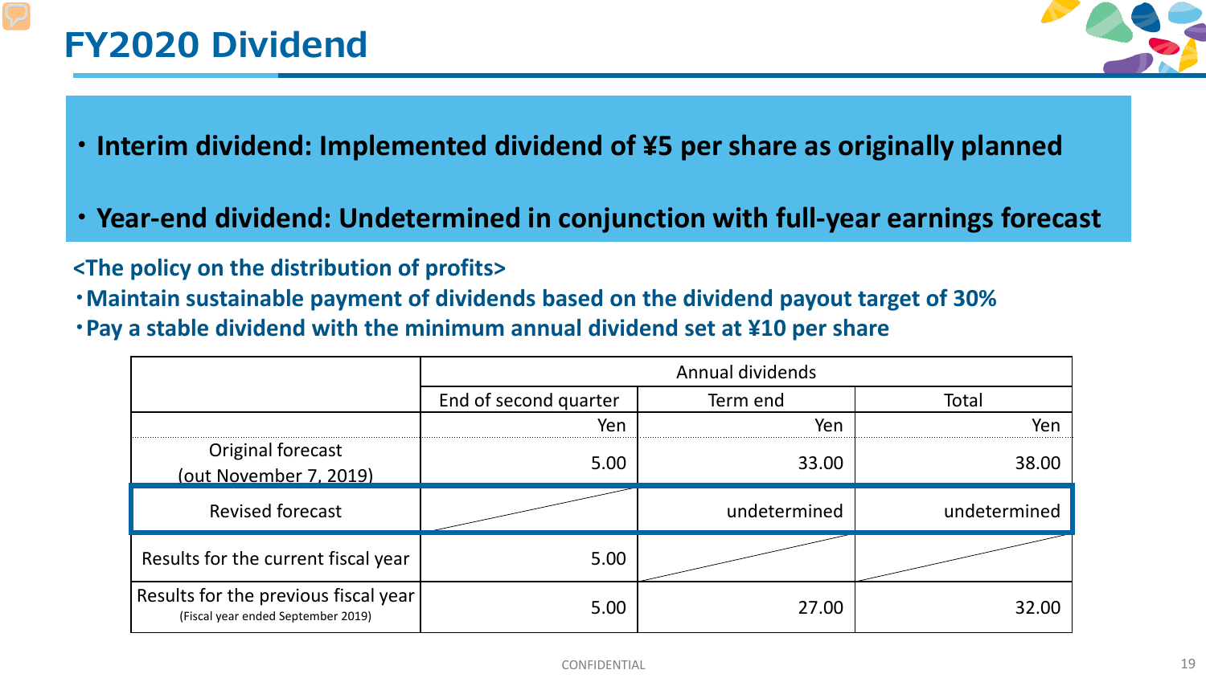# FY2020 Dividend

- **Interim dividend: Implemented dividend of ¥5 per share as originally planned**
- **Year-end dividend: Undetermined in conjunction with full-year earnings forecast**

**<The policy on the distribution of profits>**

- **Maintain sustainable payment of dividends based on the dividend payout target of 30%**
- **Pay a stable dividend with the minimum annual dividend set at ¥10 per share**

| | Annual dividends | | |
|---|---|---|---|
| | End of second quarter | Term end | Total |
| | Yen | Yen | Yen |
| Original forecast (out November 7, 2019) | 5.00 | 33.00 | 38.00 |
| Revised forecast | | undetermined | undetermined |
| Results for the current fiscal year | 5.00 | | |
| Results for the previous fiscal year (Fiscal year ended September 2019) | 5.00 | 27.00 | 32.00 |

CONFIDENTIAL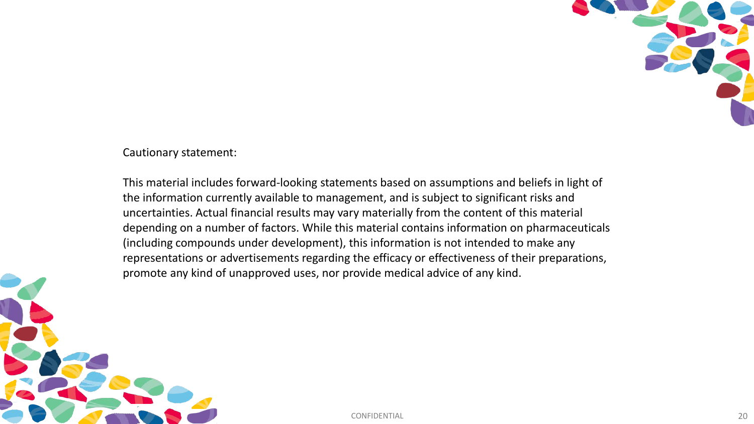Cautionary statement:

This material includes forward-looking statements based on assumptions and beliefs in light of the information currently available to management, and is subject to significant risks and uncertainties. Actual financial results may vary materially from the content of this material depending on a number of factors. While this material contains information on pharmaceuticals (including compounds under development), this information is not intended to make any representations or advertisements regarding the efficacy or effectiveness of their preparations, promote any kind of unapproved uses, nor provide medical advice of any kind.